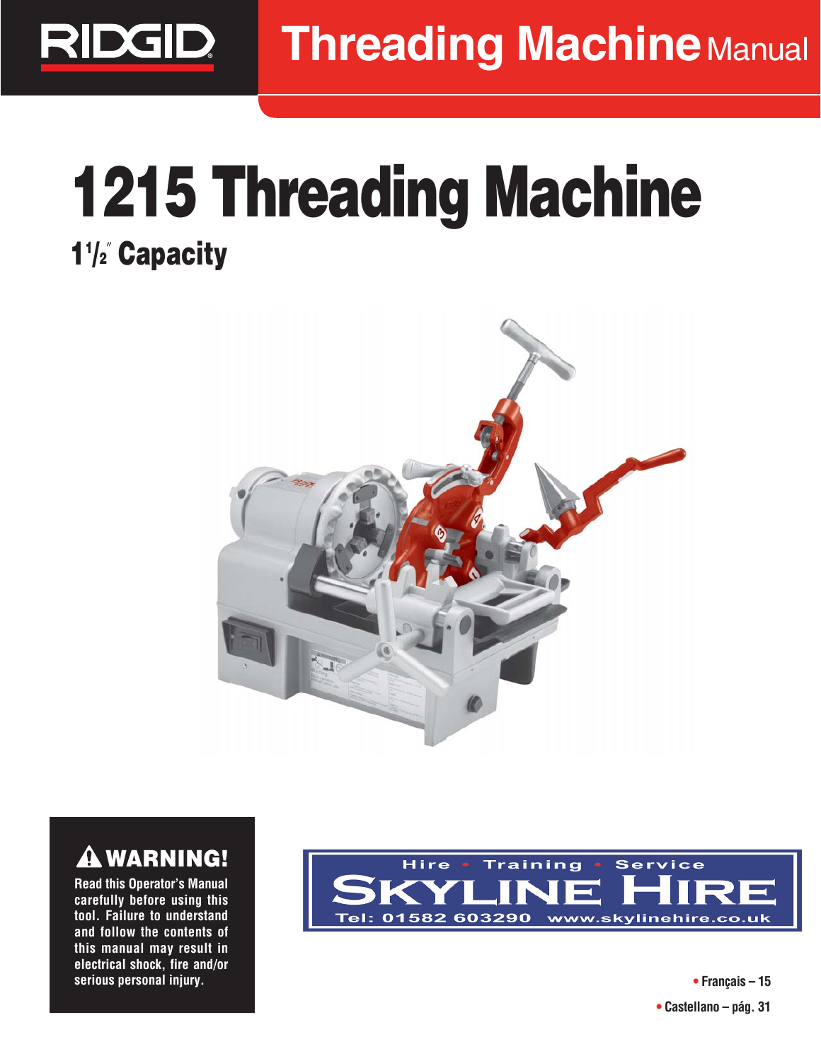RIDGID

# Threading Machine Manual

# 1215 Threading Machine

## 1½″ Capacity

**⚠ WARNING!**

**Read this Operator's Manual carefully before using this tool. Failure to understand and follow the contents of this manual may result in electrical shock, fire and/or serious personal injury.**

Hire • Training • Service
SKYLINE HIRE
Tel: 01582 603290 www.skylinehire.co.uk

- Français – 15
- Castellano – pág. 31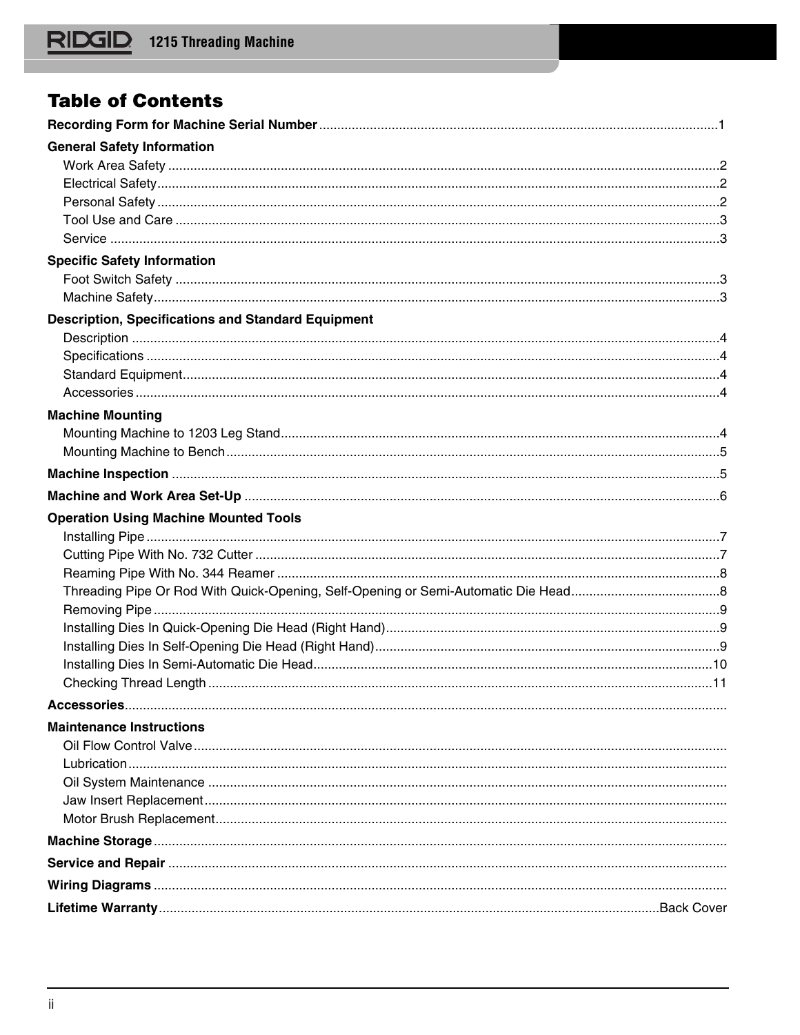# Table of Contents

**Recording Form for Machine Serial Number** ............................................................. 1

**General Safety Information**

- Work Area Safety ............................................................. 2
- Electrical Safety ............................................................. 2
- Personal Safety ............................................................. 2
- Tool Use and Care ............................................................. 3
- Service ............................................................. 3

**Specific Safety Information**

- Foot Switch Safety ............................................................. 3
- Machine Safety ............................................................. 3

**Description, Specifications and Standard Equipment**

- Description ............................................................. 4
- Specifications ............................................................. 4
- Standard Equipment ............................................................. 4
- Accessories ............................................................. 4

**Machine Mounting**

- Mounting Machine to 1203 Leg Stand ............................................................. 4
- Mounting Machine to Bench ............................................................. 5

**Machine Inspection** ............................................................. 5

**Machine and Work Area Set-Up** ............................................................. 6

**Operation Using Machine Mounted Tools**

- Installing Pipe ............................................................. 7
- Cutting Pipe With No. 732 Cutter ............................................................. 7
- Reaming Pipe With No. 344 Reamer ............................................................. 8
- Threading Pipe Or Rod With Quick-Opening, Self-Opening or Semi-Automatic Die Head ............................................................. 8
- Removing Pipe ............................................................. 9
- Installing Dies In Quick-Opening Die Head (Right Hand) ............................................................. 9
- Installing Dies In Self-Opening Die Head (Right Hand) ............................................................. 9
- Installing Dies In Semi-Automatic Die Head ............................................................. 10
- Checking Thread Length ............................................................. 11

**Accessories** .............................................................

**Maintenance Instructions**

- Oil Flow Control Valve .............................................................
- Lubrication .............................................................
- Oil System Maintenance .............................................................
- Jaw Insert Replacement .............................................................
- Motor Brush Replacement .............................................................

**Machine Storage** .............................................................

**Service and Repair** .............................................................

**Wiring Diagrams** .............................................................

**Lifetime Warranty** ............................................................. Back Cover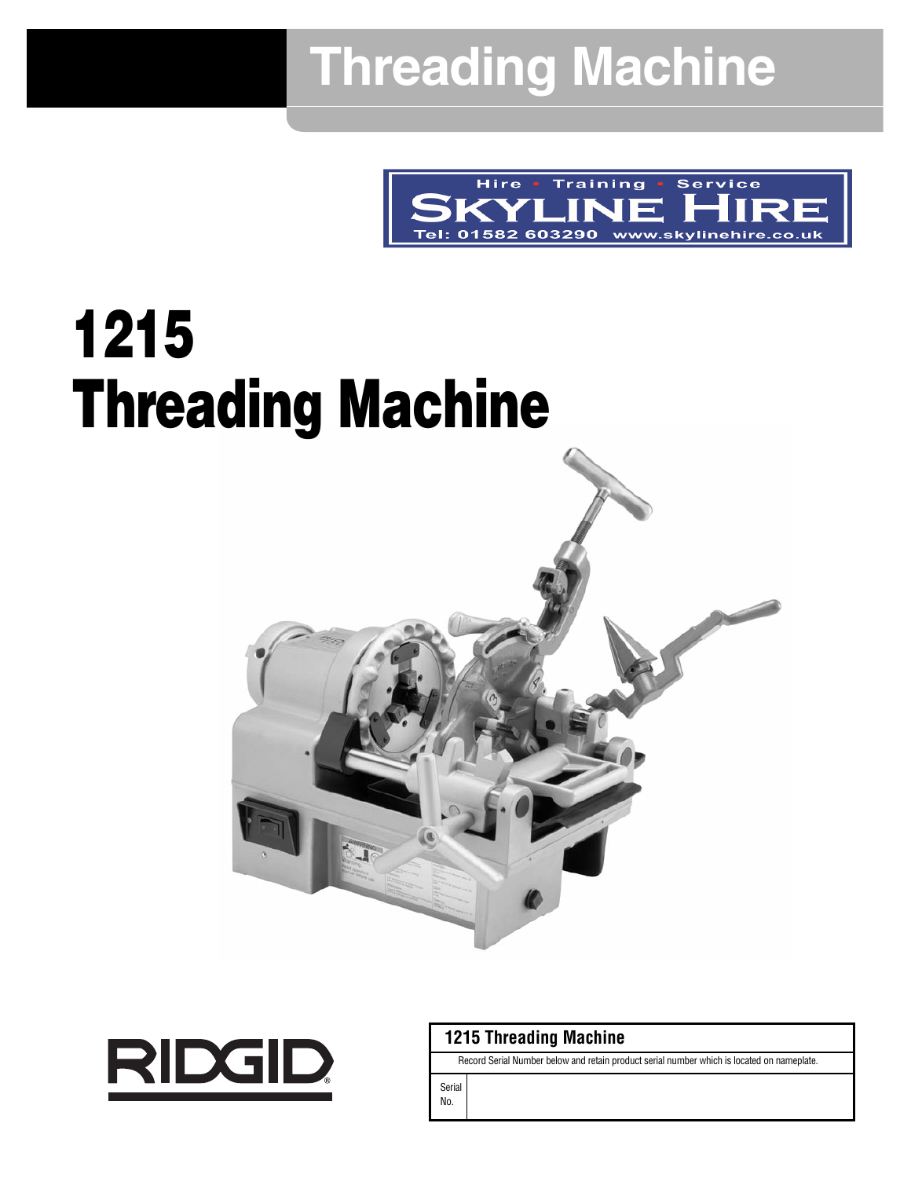# Threading Machine

Hire • Training • Service

SKYLINE HIRE

Tel: 01582 603290 www.skylinehire.co.uk

# 1215 Threading Machine

RIDGID®

| 1215 Threading Machine | |
|---|---|
| Record Serial Number below and retain product serial number which is located on nameplate. | |
| Serial No. | |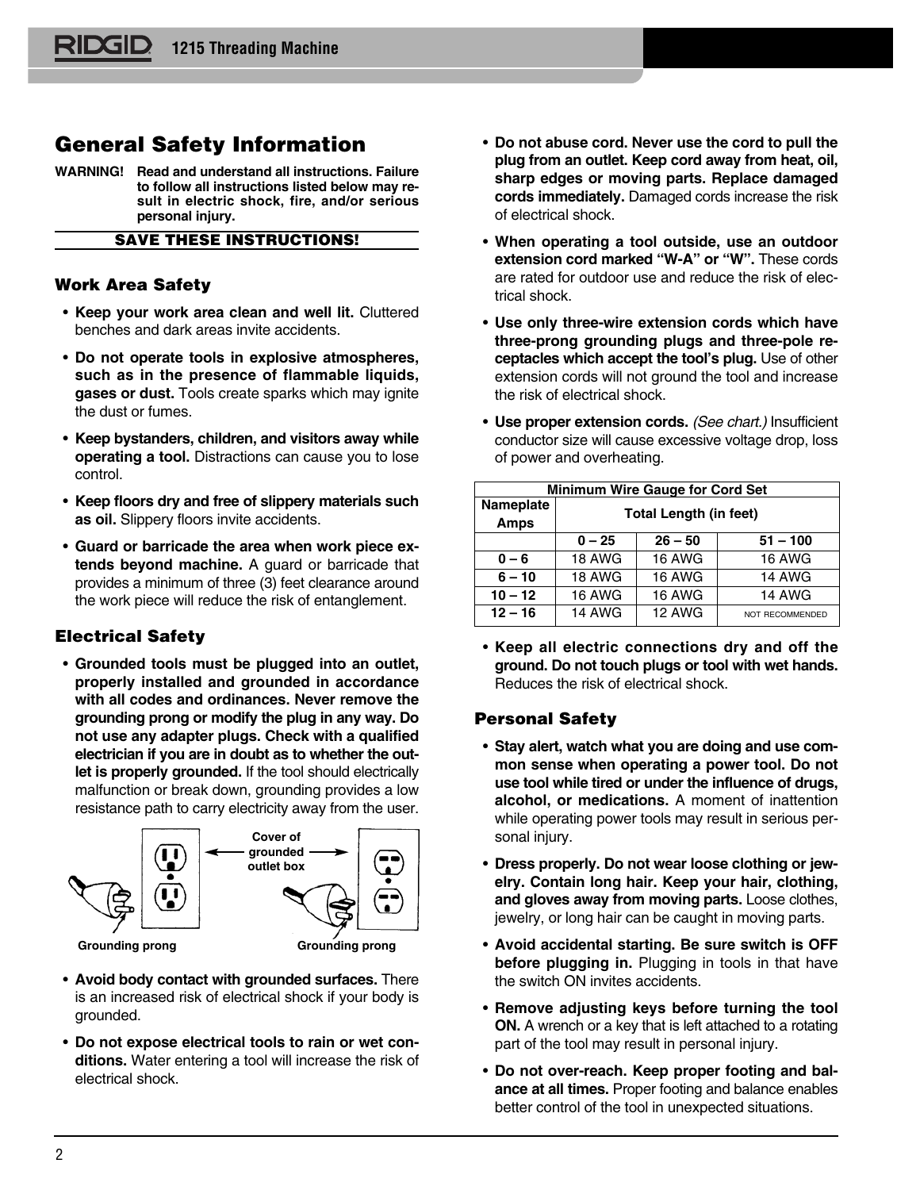# General Safety Information

**WARNING! Read and understand all instructions. Failure to follow all instructions listed below may result in electric shock, fire, and/or serious personal injury.**

**SAVE THESE INSTRUCTIONS!**

## Work Area Safety

- **Keep your work area clean and well lit.** Cluttered benches and dark areas invite accidents.
- **Do not operate tools in explosive atmospheres, such as in the presence of flammable liquids, gases or dust.** Tools create sparks which may ignite the dust or fumes.
- **Keep bystanders, children, and visitors away while operating a tool.** Distractions can cause you to lose control.
- **Keep floors dry and free of slippery materials such as oil.** Slippery floors invite accidents.
- **Guard or barricade the area when work piece extends beyond machine.** A guard or barricade that provides a minimum of three (3) feet clearance around the work piece will reduce the risk of entanglement.

## Electrical Safety

- **Grounded tools must be plugged into an outlet, properly installed and grounded in accordance with all codes and ordinances. Never remove the grounding prong or modify the plug in any way. Do not use any adapter plugs. Check with a qualified electrician if you are in doubt as to whether the outlet is properly grounded.** If the tool should electrically malfunction or break down, grounding provides a low resistance path to carry electricity away from the user.

Cover of grounded outlet box

Grounding prong    Grounding prong

- **Avoid body contact with grounded surfaces.** There is an increased risk of electrical shock if your body is grounded.
- **Do not expose electrical tools to rain or wet conditions.** Water entering a tool will increase the risk of electrical shock.
- **Do not abuse cord. Never use the cord to pull the plug from an outlet. Keep cord away from heat, oil, sharp edges or moving parts. Replace damaged cords immediately.** Damaged cords increase the risk of electrical shock.
- **When operating a tool outside, use an outdoor extension cord marked "W-A" or "W".** These cords are rated for outdoor use and reduce the risk of electrical shock.
- **Use only three-wire extension cords which have three-prong grounding plugs and three-pole receptacles which accept the tool's plug.** Use of other extension cords will not ground the tool and increase the risk of electrical shock.
- **Use proper extension cords.** *(See chart.)* Insufficient conductor size will cause excessive voltage drop, loss of power and overheating.

| Minimum Wire Gauge for Cord Set | | | |
|---|---|---|---|
| **Nameplate Amps** | **Total Length (in feet)** | | |
| | **0 – 25** | **26 – 50** | **51 – 100** |
| **0 – 6** | 18 AWG | 16 AWG | 16 AWG |
| **6 – 10** | 18 AWG | 16 AWG | 14 AWG |
| **10 – 12** | 16 AWG | 16 AWG | 14 AWG |
| **12 – 16** | 14 AWG | 12 AWG | NOT RECOMMENDED |

- **Keep all electric connections dry and off the ground. Do not touch plugs or tool with wet hands.** Reduces the risk of electrical shock.

## Personal Safety

- **Stay alert, watch what you are doing and use common sense when operating a power tool. Do not use tool while tired or under the influence of drugs, alcohol, or medications.** A moment of inattention while operating power tools may result in serious personal injury.
- **Dress properly. Do not wear loose clothing or jewelry. Contain long hair. Keep your hair, clothing, and gloves away from moving parts.** Loose clothes, jewelry, or long hair can be caught in moving parts.
- **Avoid accidental starting. Be sure switch is OFF before plugging in.** Plugging in tools in that have the switch ON invites accidents.
- **Remove adjusting keys before turning the tool ON.** A wrench or a key that is left attached to a rotating part of the tool may result in personal injury.
- **Do not over-reach. Keep proper footing and balance at all times.** Proper footing and balance enables better control of the tool in unexpected situations.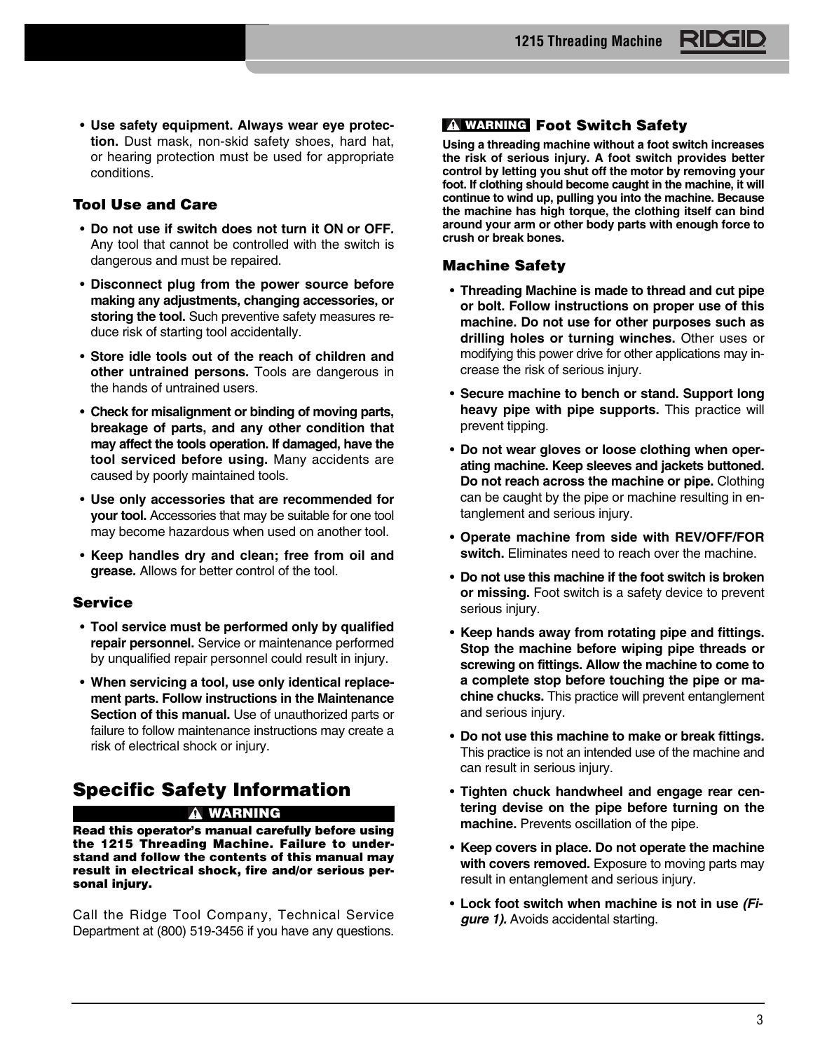- **Use safety equipment. Always wear eye protection.** Dust mask, non-skid safety shoes, hard hat, or hearing protection must be used for appropriate conditions.

### Tool Use and Care

- **Do not use if switch does not turn it ON or OFF.** Any tool that cannot be controlled with the switch is dangerous and must be repaired.
- **Disconnect plug from the power source before making any adjustments, changing accessories, or storing the tool.** Such preventive safety measures reduce risk of starting tool accidentally.
- **Store idle tools out of the reach of children and other untrained persons.** Tools are dangerous in the hands of untrained users.
- **Check for misalignment or binding of moving parts, breakage of parts, and any other condition that may affect the tools operation. If damaged, have the tool serviced before using.** Many accidents are caused by poorly maintained tools.
- **Use only accessories that are recommended for your tool.** Accessories that may be suitable for one tool may become hazardous when used on another tool.
- **Keep handles dry and clean; free from oil and grease.** Allows for better control of the tool.

### Service

- **Tool service must be performed only by qualified repair personnel.** Service or maintenance performed by unqualified repair personnel could result in injury.
- **When servicing a tool, use only identical replacement parts. Follow instructions in the Maintenance Section of this manual.** Use of unauthorized parts or failure to follow maintenance instructions may create a risk of electrical shock or injury.

## Specific Safety Information

**⚠ WARNING**

**Read this operator's manual carefully before using the 1215 Threading Machine. Failure to understand and follow the contents of this manual may result in electrical shock, fire and/or serious personal injury.**

Call the Ridge Tool Company, Technical Service Department at (800) 519-3456 if you have any questions.

### ⚠ WARNING Foot Switch Safety

**Using a threading machine without a foot switch increases the risk of serious injury. A foot switch provides better control by letting you shut off the motor by removing your foot. If clothing should become caught in the machine, it will continue to wind up, pulling you into the machine. Because the machine has high torque, the clothing itself can bind around your arm or other body parts with enough force to crush or break bones.**

### Machine Safety

- **Threading Machine is made to thread and cut pipe or bolt. Follow instructions on proper use of this machine. Do not use for other purposes such as drilling holes or turning winches.** Other uses or modifying this power drive for other applications may increase the risk of serious injury.
- **Secure machine to bench or stand. Support long heavy pipe with pipe supports.** This practice will prevent tipping.
- **Do not wear gloves or loose clothing when operating machine. Keep sleeves and jackets buttoned. Do not reach across the machine or pipe.** Clothing can be caught by the pipe or machine resulting in entanglement and serious injury.
- **Operate machine from side with REV/OFF/FOR switch.** Eliminates need to reach over the machine.
- **Do not use this machine if the foot switch is broken or missing.** Foot switch is a safety device to prevent serious injury.
- **Keep hands away from rotating pipe and fittings. Stop the machine before wiping pipe threads or screwing on fittings. Allow the machine to come to a complete stop before touching the pipe or machine chucks.** This practice will prevent entanglement and serious injury.
- **Do not use this machine to make or break fittings.** This practice is not an intended use of the machine and can result in serious injury.
- **Tighten chuck handwheel and engage rear centering devise on the pipe before turning on the machine.** Prevents oscillation of the pipe.
- **Keep covers in place. Do not operate the machine with covers removed.** Exposure to moving parts may result in entanglement and serious injury.
- **Lock foot switch when machine is not in use *(Figure 1)*.** Avoids accidental starting.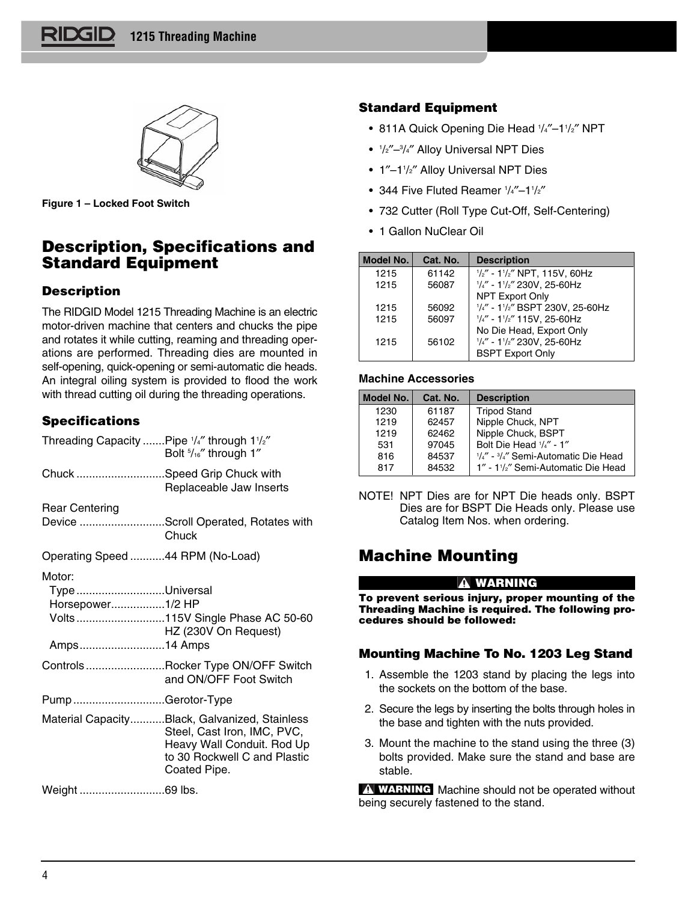Figure 1 – Locked Foot Switch

## Description, Specifications and Standard Equipment

### Description

The RIDGID Model 1215 Threading Machine is an electric motor-driven machine that centers and chucks the pipe and rotates it while cutting, reaming and threading operations are performed. Threading dies are mounted in self-opening, quick-opening or semi-automatic die heads. An integral oiling system is provided to flood the work with thread cutting oil during the threading operations.

### Specifications

Threading Capacity .......Pipe 1/4″ through 11/2″
Bolt 5/16″ through 1″

Chuck ............................Speed Grip Chuck with Replaceable Jaw Inserts

Rear Centering Device ...........................Scroll Operated, Rotates with Chuck

Operating Speed ...........44 RPM (No-Load)

Motor:
- Type ............................Universal
- Horsepower.................1/2 HP
- Volts ............................115V Single Phase AC 50-60 HZ (230V On Request)
- Amps...........................14 Amps

Controls .........................Rocker Type ON/OFF Switch and ON/OFF Foot Switch

Pump .............................Gerotor-Type

Material Capacity...........Black, Galvanized, Stainless Steel, Cast Iron, IMC, PVC, Heavy Wall Conduit. Rod Up to 30 Rockwell C and Plastic Coated Pipe.

Weight ...........................69 lbs.

### Standard Equipment

- 811A Quick Opening Die Head 1/4″–11/2″ NPT
- 1/2″–3/4″ Alloy Universal NPT Dies
- 1″–11/2″ Alloy Universal NPT Dies
- 344 Five Fluted Reamer 1/4″–11/2″
- 732 Cutter (Roll Type Cut-Off, Self-Centering)
- 1 Gallon NuClear Oil

| Model No. | Cat. No. | Description |
|---|---|---|
| 1215 | 61142 | 1/2″ - 11/2″ NPT, 115V, 60Hz |
| 1215 | 56087 | 1/4″ - 11/2″ 230V, 25-60Hz NPT Export Only |
| 1215 | 56092 | 1/4″ - 11/2″ BSPT 230V, 25-60Hz |
| 1215 | 56097 | 1/4″ - 11/2″ 115V, 25-60Hz No Die Head, Export Only |
| 1215 | 56102 | 1/4″ - 11/2″ 230V, 25-60Hz BSPT Export Only |

**Machine Accessories**

| Model No. | Cat. No. | Description |
|---|---|---|
| 1230 | 61187 | Tripod Stand |
| 1219 | 62457 | Nipple Chuck, NPT |
| 1219 | 62462 | Nipple Chuck, BSPT |
| 531 | 97045 | Bolt Die Head 1/4″ - 1″ |
| 816 | 84537 | 1/4″ - 3/4″ Semi-Automatic Die Head |
| 817 | 84532 | 1″ - 11/2″ Semi-Automatic Die Head |

NOTE! NPT Dies are for NPT Die heads only. BSPT Dies are for BSPT Die Heads only. Please use Catalog Item Nos. when ordering.

## Machine Mounting

**⚠ WARNING**

**To prevent serious injury, proper mounting of the Threading Machine is required. The following procedures should be followed:**

### Mounting Machine To No. 1203 Leg Stand

1. Assemble the 1203 stand by placing the legs into the sockets on the bottom of the base.
2. Secure the legs by inserting the bolts through holes in the base and tighten with the nuts provided.
3. Mount the machine to the stand using the three (3) bolts provided. Make sure the stand and base are stable.

**⚠ WARNING** Machine should not be operated without being securely fastened to the stand.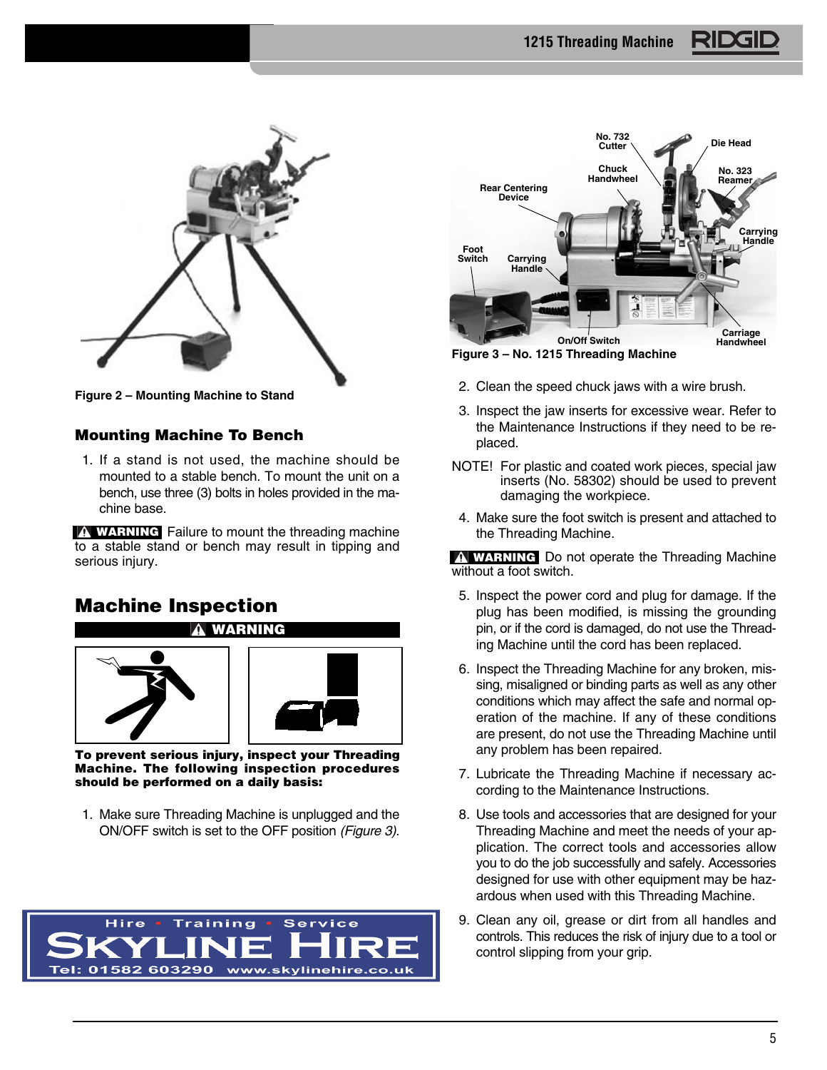Figure 2 – Mounting Machine to Stand

### Mounting Machine To Bench

1. If a stand is not used, the machine should be mounted to a stable bench. To mount the unit on a bench, use three (3) bolts in holes provided in the machine base.

**WARNING** Failure to mount the threading machine to a stable stand or bench may result in tipping and serious injury.

## Machine Inspection

**WARNING**

**To prevent serious injury, inspect your Threading Machine. The following inspection procedures should be performed on a daily basis:**

1. Make sure Threading Machine is unplugged and the ON/OFF switch is set to the OFF position *(Figure 3)*.

Figure 3 – No. 1215 Threading Machine

2. Clean the speed chuck jaws with a wire brush.
3. Inspect the jaw inserts for excessive wear. Refer to the Maintenance Instructions if they need to be replaced.

NOTE! For plastic and coated work pieces, special jaw inserts (No. 58302) should be used to prevent damaging the workpiece.

4. Make sure the foot switch is present and attached to the Threading Machine.

**WARNING** Do not operate the Threading Machine without a foot switch.

5. Inspect the power cord and plug for damage. If the plug has been modified, is missing the grounding pin, or if the cord is damaged, do not use the Threading Machine until the cord has been replaced.
6. Inspect the Threading Machine for any broken, missing, misaligned or binding parts as well as any other conditions which may affect the safe and normal operation of the machine. If any of these conditions are present, do not use the Threading Machine until any problem has been repaired.
7. Lubricate the Threading Machine if necessary according to the Maintenance Instructions.
8. Use tools and accessories that are designed for your Threading Machine and meet the needs of your application. The correct tools and accessories allow you to do the job successfully and safely. Accessories designed for use with other equipment may be hazardous when used with this Threading Machine.
9. Clean any oil, grease or dirt from all handles and controls. This reduces the risk of injury due to a tool or control slipping from your grip.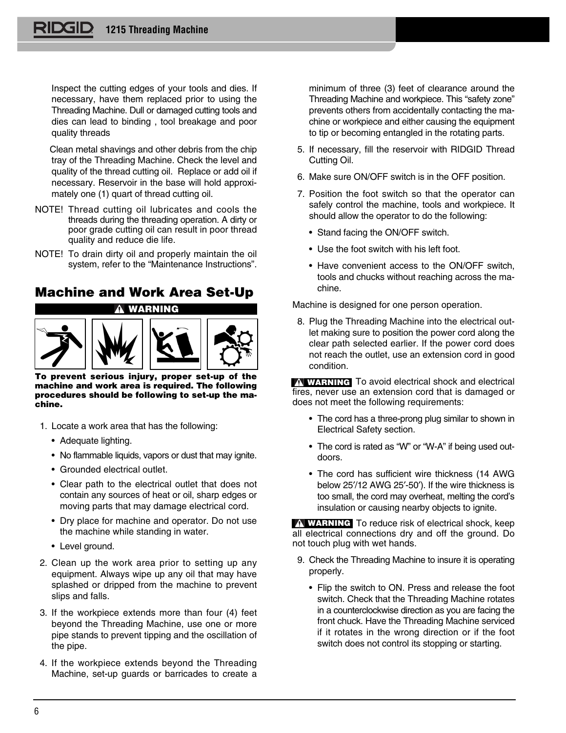Inspect the cutting edges of your tools and dies. If necessary, have them replaced prior to using the Threading Machine. Dull or damaged cutting tools and dies can lead to binding , tool breakage and poor quality threads

Clean metal shavings and other debris from the chip tray of the Threading Machine. Check the level and quality of the thread cutting oil. Replace or add oil if necessary. Reservoir in the base will hold approximately one (1) quart of thread cutting oil.

NOTE! Thread cutting oil lubricates and cools the threads during the threading operation. A dirty or poor grade cutting oil can result in poor thread quality and reduce die life.

NOTE! To drain dirty oil and properly maintain the oil system, refer to the "Maintenance Instructions".

## Machine and Work Area Set-Up

**⚠ WARNING**

**To prevent serious injury, proper set-up of the machine and work area is required. The following procedures should be following to set-up the machine.**

1. Locate a work area that has the following:
   - Adequate lighting.
   - No flammable liquids, vapors or dust that may ignite.
   - Grounded electrical outlet.
   - Clear path to the electrical outlet that does not contain any sources of heat or oil, sharp edges or moving parts that may damage electrical cord.
   - Dry place for machine and operator. Do not use the machine while standing in water.
   - Level ground.
2. Clean up the work area prior to setting up any equipment. Always wipe up any oil that may have splashed or dripped from the machine to prevent slips and falls.
3. If the workpiece extends more than four (4) feet beyond the Threading Machine, use one or more pipe stands to prevent tipping and the oscillation of the pipe.
4. If the workpiece extends beyond the Threading Machine, set-up guards or barricades to create a minimum of three (3) feet of clearance around the Threading Machine and workpiece. This "safety zone" prevents others from accidentally contacting the machine or workpiece and either causing the equipment to tip or becoming entangled in the rotating parts.
5. If necessary, fill the reservoir with RIDGID Thread Cutting Oil.
6. Make sure ON/OFF switch is in the OFF position.
7. Position the foot switch so that the operator can safely control the machine, tools and workpiece. It should allow the operator to do the following:
   - Stand facing the ON/OFF switch.
   - Use the foot switch with his left foot.
   - Have convenient access to the ON/OFF switch, tools and chucks without reaching across the machine.

Machine is designed for one person operation.

8. Plug the Threading Machine into the electrical outlet making sure to position the power cord along the clear path selected earlier. If the power cord does not reach the outlet, use an extension cord in good condition.

**⚠ WARNING** To avoid electrical shock and electrical fires, never use an extension cord that is damaged or does not meet the following requirements:

- The cord has a three-prong plug similar to shown in Electrical Safety section.
- The cord is rated as "W" or "W-A" if being used outdoors.
- The cord has sufficient wire thickness (14 AWG below 25′/12 AWG 25′-50′). If the wire thickness is too small, the cord may overheat, melting the cord's insulation or causing nearby objects to ignite.

**⚠ WARNING** To reduce risk of electrical shock, keep all electrical connections dry and off the ground. Do not touch plug with wet hands.

9. Check the Threading Machine to insure it is operating properly.
   - Flip the switch to ON. Press and release the foot switch. Check that the Threading Machine rotates in a counterclockwise direction as you are facing the front chuck. Have the Threading Machine serviced if it rotates in the wrong direction or if the foot switch does not control its stopping or starting.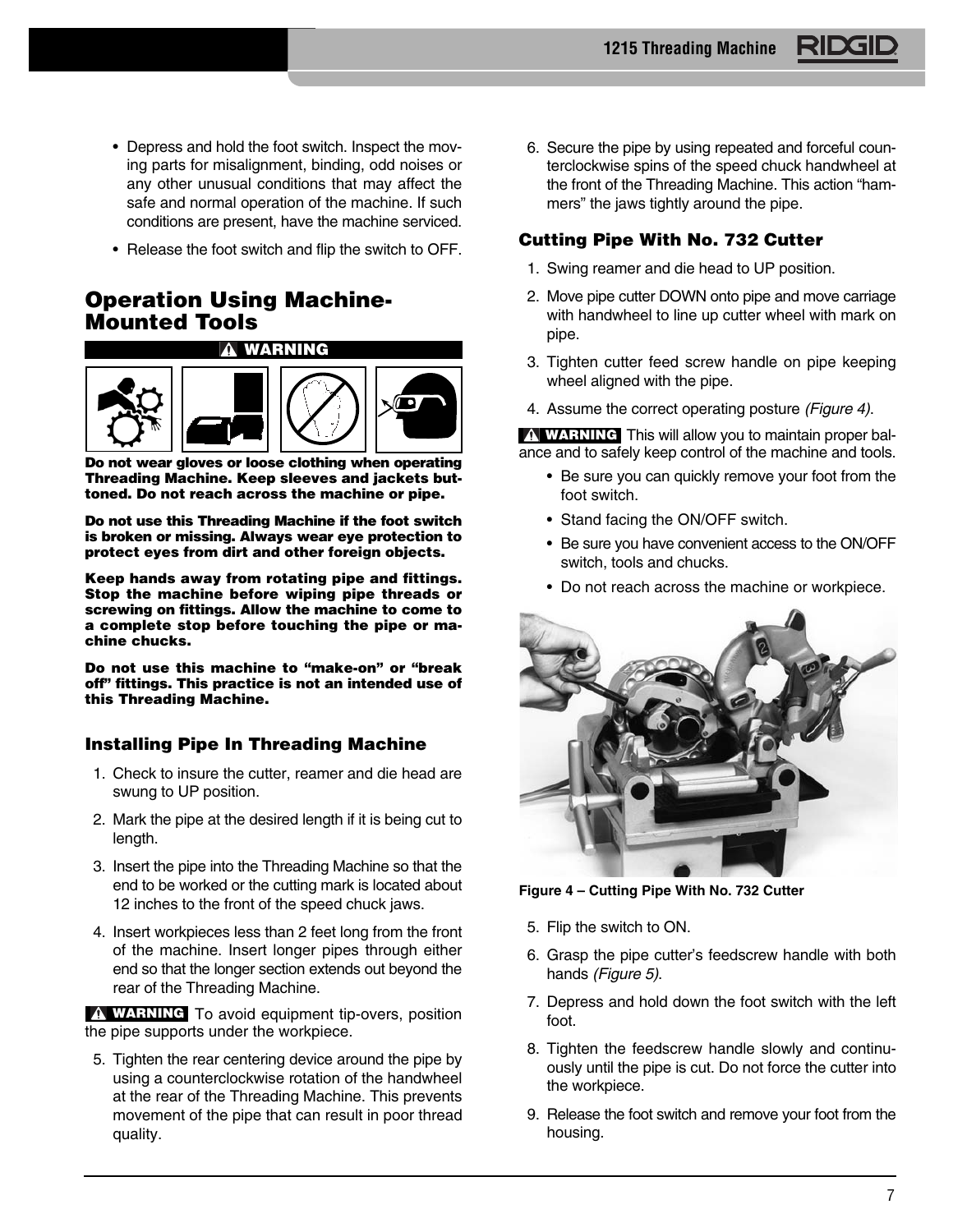- Depress and hold the foot switch. Inspect the moving parts for misalignment, binding, odd noises or any other unusual conditions that may affect the safe and normal operation of the machine. If such conditions are present, have the machine serviced.
- Release the foot switch and flip the switch to OFF.

## Operation Using Machine-Mounted Tools

**WARNING**

**Do not wear gloves or loose clothing when operating Threading Machine. Keep sleeves and jackets buttoned. Do not reach across the machine or pipe.**

**Do not use this Threading Machine if the foot switch is broken or missing. Always wear eye protection to protect eyes from dirt and other foreign objects.**

**Keep hands away from rotating pipe and fittings. Stop the machine before wiping pipe threads or screwing on fittings. Allow the machine to come to a complete stop before touching the pipe or machine chucks.**

**Do not use this machine to "make-on" or "break off" fittings. This practice is not an intended use of this Threading Machine.**

### Installing Pipe In Threading Machine

1. Check to insure the cutter, reamer and die head are swung to UP position.
2. Mark the pipe at the desired length if it is being cut to length.
3. Insert the pipe into the Threading Machine so that the end to be worked or the cutting mark is located about 12 inches to the front of the speed chuck jaws.
4. Insert workpieces less than 2 feet long from the front of the machine. Insert longer pipes through either end so that the longer section extends out beyond the rear of the Threading Machine.

**WARNING** To avoid equipment tip-overs, position the pipe supports under the workpiece.

5. Tighten the rear centering device around the pipe by using a counterclockwise rotation of the handwheel at the rear of the Threading Machine. This prevents movement of the pipe that can result in poor thread quality.
6. Secure the pipe by using repeated and forceful counterclockwise spins of the speed chuck handwheel at the front of the Threading Machine. This action "hammers" the jaws tightly around the pipe.

### Cutting Pipe With No. 732 Cutter

1. Swing reamer and die head to UP position.
2. Move pipe cutter DOWN onto pipe and move carriage with handwheel to line up cutter wheel with mark on pipe.
3. Tighten cutter feed screw handle on pipe keeping wheel aligned with the pipe.
4. Assume the correct operating posture *(Figure 4)*.

**WARNING** This will allow you to maintain proper balance and to safely keep control of the machine and tools.

- Be sure you can quickly remove your foot from the foot switch.
- Stand facing the ON/OFF switch.
- Be sure you have convenient access to the ON/OFF switch, tools and chucks.
- Do not reach across the machine or workpiece.

Figure 4 – Cutting Pipe With No. 732 Cutter

5. Flip the switch to ON.
6. Grasp the pipe cutter's feedscrew handle with both hands *(Figure 5)*.
7. Depress and hold down the foot switch with the left foot.
8. Tighten the feedscrew handle slowly and continuously until the pipe is cut. Do not force the cutter into the workpiece.
9. Release the foot switch and remove your foot from the housing.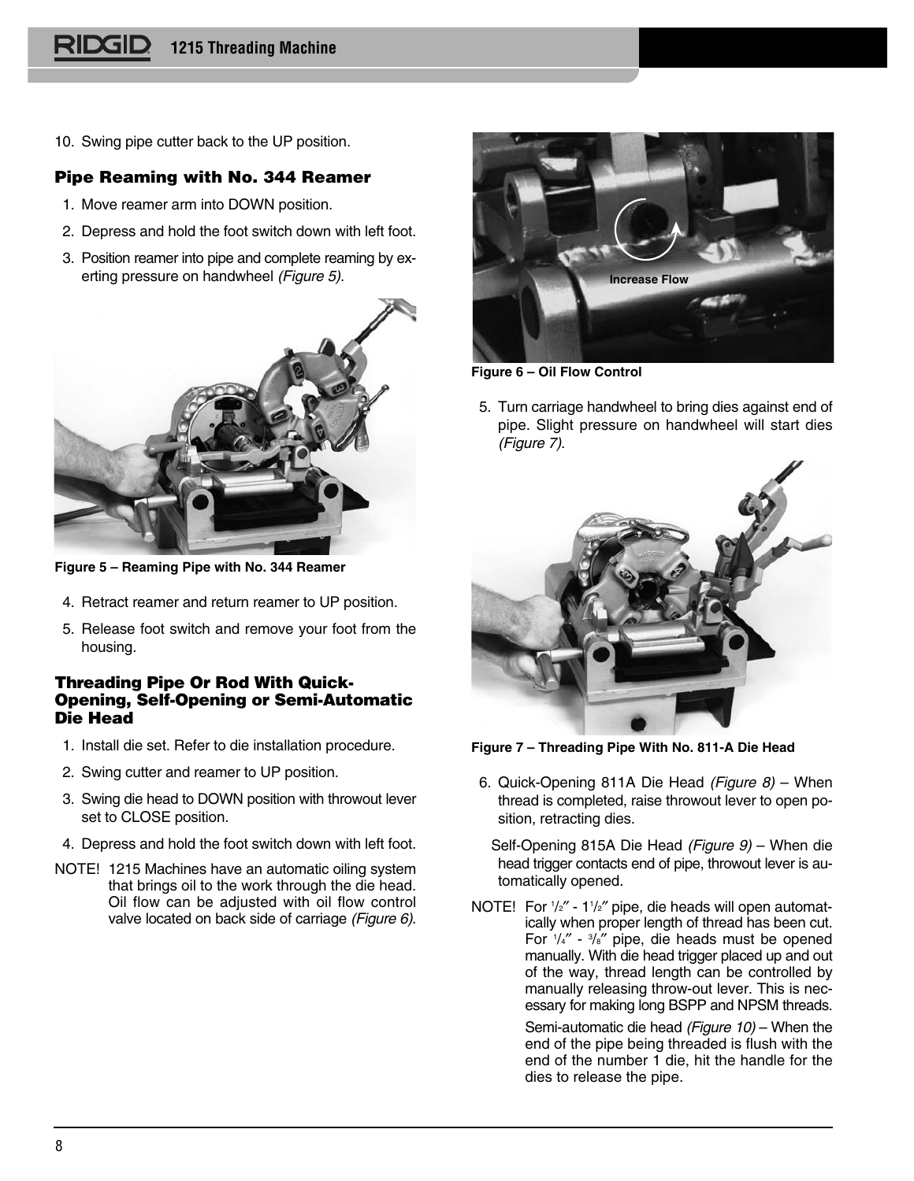10. Swing pipe cutter back to the UP position.

## Pipe Reaming with No. 344 Reamer

1. Move reamer arm into DOWN position.
2. Depress and hold the foot switch down with left foot.
3. Position reamer into pipe and complete reaming by exerting pressure on handwheel *(Figure 5)*.

**Figure 5 – Reaming Pipe with No. 344 Reamer**

4. Retract reamer and return reamer to UP position.
5. Release foot switch and remove your foot from the housing.

## Threading Pipe Or Rod With Quick-Opening, Self-Opening or Semi-Automatic Die Head

1. Install die set. Refer to die installation procedure.
2. Swing cutter and reamer to UP position.
3. Swing die head to DOWN position with throwout lever set to CLOSE position.
4. Depress and hold the foot switch down with left foot.

NOTE! 1215 Machines have an automatic oiling system that brings oil to the work through the die head. Oil flow can be adjusted with oil flow control valve located on back side of carriage *(Figure 6)*.

Increase Flow

**Figure 6 – Oil Flow Control**

5. Turn carriage handwheel to bring dies against end of pipe. Slight pressure on handwheel will start dies *(Figure 7)*.

**Figure 7 – Threading Pipe With No. 811-A Die Head**

6. Quick-Opening 811A Die Head *(Figure 8)* – When thread is completed, raise throwout lever to open position, retracting dies.

   Self-Opening 815A Die Head *(Figure 9)* – When die head trigger contacts end of pipe, throwout lever is automatically opened.

NOTE! For 1/2″ - 1 1/2″ pipe, die heads will open automatically when proper length of thread has been cut. For 1/4″ - 3/8″ pipe, die heads must be opened manually. With die head trigger placed up and out of the way, thread length can be controlled by manually releasing throw-out lever. This is necessary for making long BSPP and NPSM threads.

Semi-automatic die head *(Figure 10)* – When the end of the pipe being threaded is flush with the end of the number 1 die, hit the handle for the dies to release the pipe.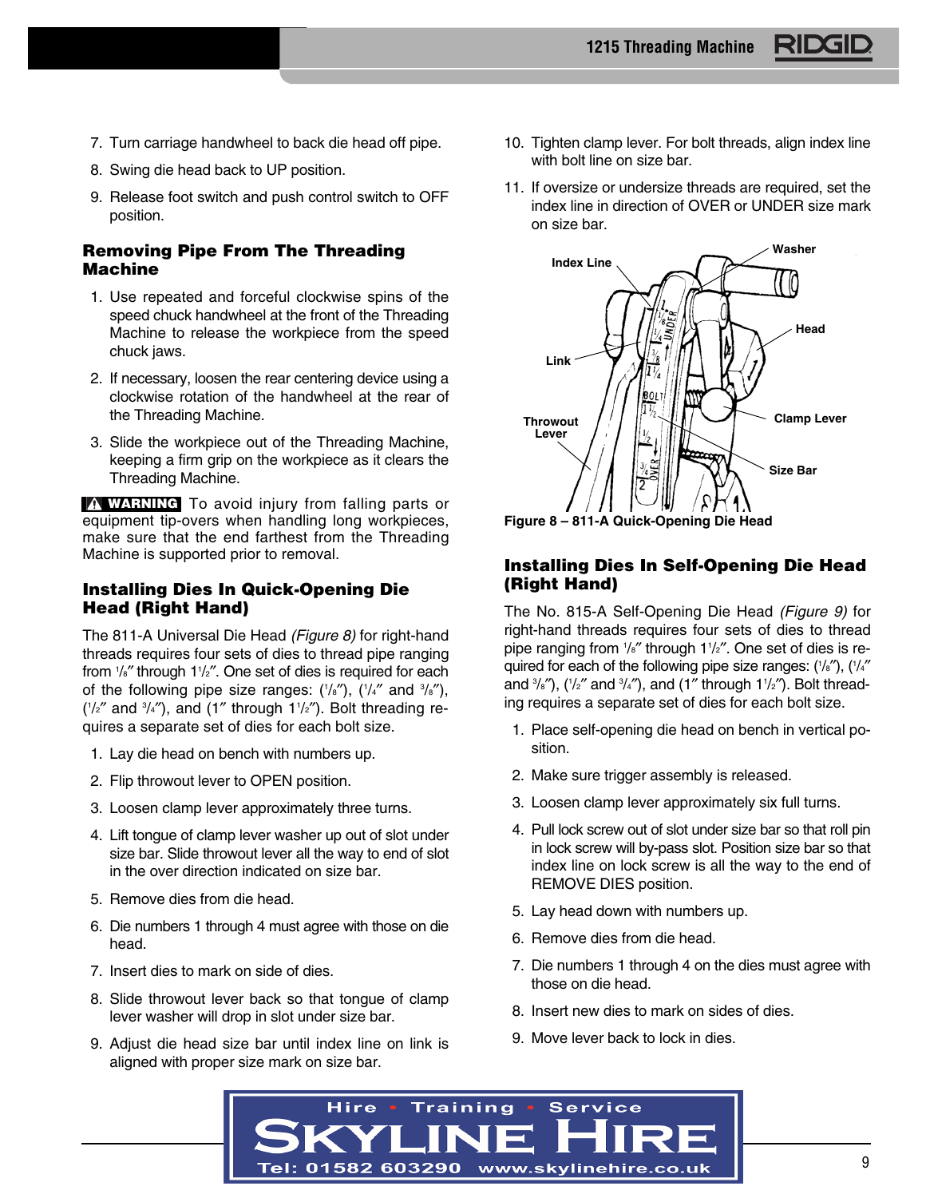7. Turn carriage handwheel to back die head off pipe.
8. Swing die head back to UP position.
9. Release foot switch and push control switch to OFF position.

### Removing Pipe From The Threading Machine

1. Use repeated and forceful clockwise spins of the speed chuck handwheel at the front of the Threading Machine to release the workpiece from the speed chuck jaws.
2. If necessary, loosen the rear centering device using a clockwise rotation of the handwheel at the rear of the Threading Machine.
3. Slide the workpiece out of the Threading Machine, keeping a firm grip on the workpiece as it clears the Threading Machine.

**⚠ WARNING** To avoid injury from falling parts or equipment tip-overs when handling long workpieces, make sure that the end farthest from the Threading Machine is supported prior to removal.

### Installing Dies In Quick-Opening Die Head (Right Hand)

The 811-A Universal Die Head *(Figure 8)* for right-hand threads requires four sets of dies to thread pipe ranging from 1/8″ through 1 1/2″. One set of dies is required for each of the following pipe size ranges: (1/8″), (1/4″ and 3/8″), (1/2″ and 3/4″), and (1″ through 1 1/2″). Bolt threading requires a separate set of dies for each bolt size.

1. Lay die head on bench with numbers up.
2. Flip throwout lever to OPEN position.
3. Loosen clamp lever approximately three turns.
4. Lift tongue of clamp lever washer up out of slot under size bar. Slide throwout lever all the way to end of slot in the over direction indicated on size bar.
5. Remove dies from die head.
6. Die numbers 1 through 4 must agree with those on die head.
7. Insert dies to mark on side of dies.
8. Slide throwout lever back so that tongue of clamp lever washer will drop in slot under size bar.
9. Adjust die head size bar until index line on link is aligned with proper size mark on size bar.
10. Tighten clamp lever. For bolt threads, align index line with bolt line on size bar.
11. If oversize or undersize threads are required, set the index line in direction of OVER or UNDER size mark on size bar.

Figure 8 – 811-A Quick-Opening Die Head

### Installing Dies In Self-Opening Die Head (Right Hand)

The No. 815-A Self-Opening Die Head *(Figure 9)* for right-hand threads requires four sets of dies to thread pipe ranging from 1/8″ through 1 1/2″. One set of dies is required for each of the following pipe size ranges: (1/8″), (1/4″ and 3/8″), (1/2″ and 3/4″), and (1″ through 1 1/2″). Bolt threading requires a separate set of dies for each bolt size.

1. Place self-opening die head on bench in vertical position.
2. Make sure trigger assembly is released.
3. Loosen clamp lever approximately six full turns.
4. Pull lock screw out of slot under size bar so that roll pin in lock screw will by-pass slot. Position size bar so that index line on lock screw is all the way to the end of REMOVE DIES position.
5. Lay head down with numbers up.
6. Remove dies from die head.
7. Die numbers 1 through 4 on the dies must agree with those on die head.
8. Insert new dies to mark on sides of dies.
9. Move lever back to lock in dies.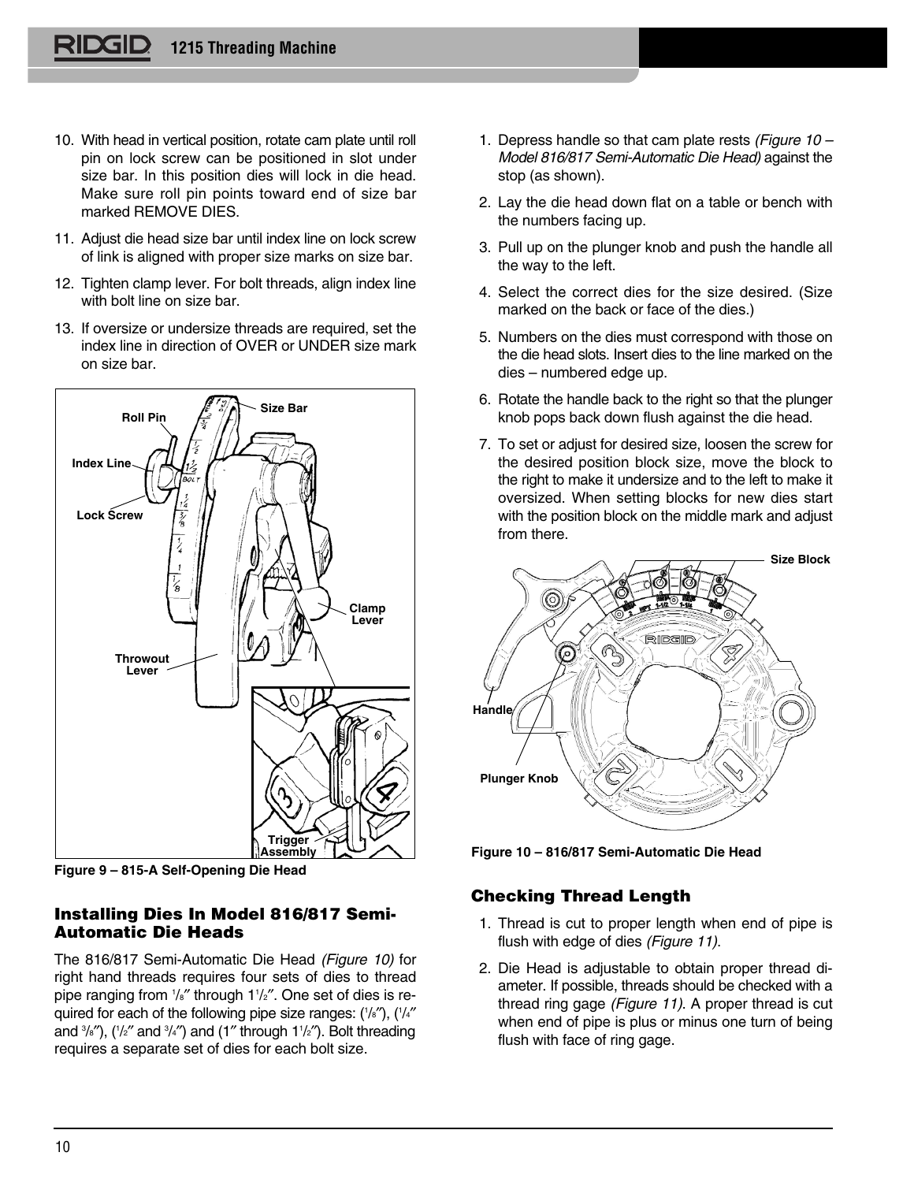10. With head in vertical position, rotate cam plate until roll pin on lock screw can be positioned in slot under size bar. In this position dies will lock in die head. Make sure roll pin points toward end of size bar marked REMOVE DIES.
11. Adjust die head size bar until index line on lock screw of link is aligned with proper size marks on size bar.
12. Tighten clamp lever. For bolt threads, align index line with bolt line on size bar.
13. If oversize or undersize threads are required, set the index line in direction of OVER or UNDER size mark on size bar.

**Figure 9 – 815-A Self-Opening Die Head**

### Installing Dies In Model 816/817 Semi-Automatic Die Heads

The 816/817 Semi-Automatic Die Head *(Figure 10)* for right hand threads requires four sets of dies to thread pipe ranging from 1/8″ through 1 1/2″. One set of dies is required for each of the following pipe size ranges: (1/8″), (1/4″ and 3/8″), (1/2″ and 3/4″) and (1″ through 1 1/2″). Bolt threading requires a separate set of dies for each bolt size.

1. Depress handle so that cam plate rests *(Figure 10 – Model 816/817 Semi-Automatic Die Head)* against the stop (as shown).
2. Lay the die head down flat on a table or bench with the numbers facing up.
3. Pull up on the plunger knob and push the handle all the way to the left.
4. Select the correct dies for the size desired. (Size marked on the back or face of the dies.)
5. Numbers on the dies must correspond with those on the die head slots. Insert dies to the line marked on the dies – numbered edge up.
6. Rotate the handle back to the right so that the plunger knob pops back down flush against the die head.
7. To set or adjust for desired size, loosen the screw for the desired position block size, move the block to the right to make it undersize and to the left to make it oversized. When setting blocks for new dies start with the position block on the middle mark and adjust from there.

**Figure 10 – 816/817 Semi-Automatic Die Head**

### Checking Thread Length

1. Thread is cut to proper length when end of pipe is flush with edge of dies *(Figure 11)*.
2. Die Head is adjustable to obtain proper thread diameter. If possible, threads should be checked with a thread ring gage *(Figure 11)*. A proper thread is cut when end of pipe is plus or minus one turn of being flush with face of ring gage.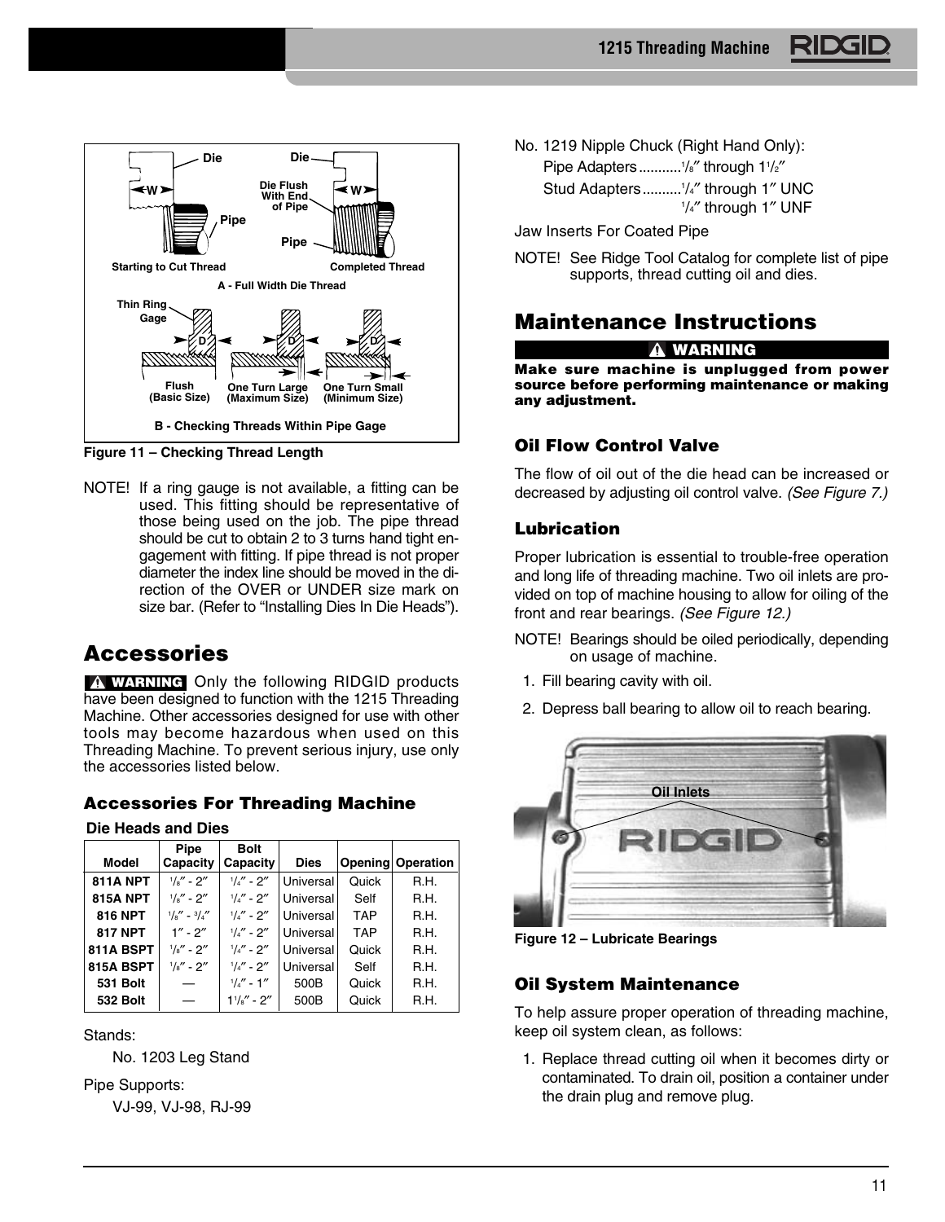Figure 11 – Checking Thread Length

NOTE! If a ring gauge is not available, a fitting can be used. This fitting should be representative of those being used on the job. The pipe thread should be cut to obtain 2 to 3 turns hand tight engagement with fitting. If pipe thread is not proper diameter the index line should be moved in the direction of the OVER or UNDER size mark on size bar. (Refer to "Installing Dies In Die Heads").

## Accessories

**WARNING** Only the following RIDGID products have been designed to function with the 1215 Threading Machine. Other accessories designed for use with other tools may become hazardous when used on this Threading Machine. To prevent serious injury, use only the accessories listed below.

### Accessories For Threading Machine

**Die Heads and Dies**

| Model | Pipe Capacity | Bolt Capacity | Dies | Opening | Operation |
|---|---|---|---|---|---|
| **811A NPT** | 1/8″ - 2″ | 1/4″ - 2″ | Universal | Quick | R.H. |
| **815A NPT** | 1/8″ - 2″ | 1/4″ - 2″ | Universal | Self | R.H. |
| **816 NPT** | 1/8″ - 3/4″ | 1/4″ - 2″ | Universal | TAP | R.H. |
| **817 NPT** | 1″ - 2″ | 1/4″ - 2″ | Universal | TAP | R.H. |
| **811A BSPT** | 1/8″ - 2″ | 1/4″ - 2″ | Universal | Quick | R.H. |
| **815A BSPT** | 1/8″ - 2″ | 1/4″ - 2″ | Universal | Self | R.H. |
| **531 Bolt** | — | 1/4″ - 1″ | 500B | Quick | R.H. |
| **532 Bolt** | — | 1 1/8″ - 2″ | 500B | Quick | R.H. |

Stands:

No. 1203 Leg Stand

Pipe Supports:

VJ-99, VJ-98, RJ-99

No. 1219 Nipple Chuck (Right Hand Only):

Pipe Adapters ........... 1/8″ through 1 1/2″

Stud Adapters .......... 1/4″ through 1″ UNC
1/4″ through 1″ UNF

Jaw Inserts For Coated Pipe

NOTE! See Ridge Tool Catalog for complete list of pipe supports, thread cutting oil and dies.

## Maintenance Instructions

**WARNING**

**Make sure machine is unplugged from power source before performing maintenance or making any adjustment.**

### Oil Flow Control Valve

The flow of oil out of the die head can be increased or decreased by adjusting oil control valve. *(See Figure 7.)*

### Lubrication

Proper lubrication is essential to trouble-free operation and long life of threading machine. Two oil inlets are provided on top of machine housing to allow for oiling of the front and rear bearings. *(See Figure 12.)*

NOTE! Bearings should be oiled periodically, depending on usage of machine.

1. Fill bearing cavity with oil.
2. Depress ball bearing to allow oil to reach bearing.

Figure 12 – Lubricate Bearings

### Oil System Maintenance

To help assure proper operation of threading machine, keep oil system clean, as follows:

1. Replace thread cutting oil when it becomes dirty or contaminated. To drain oil, position a container under the drain plug and remove plug.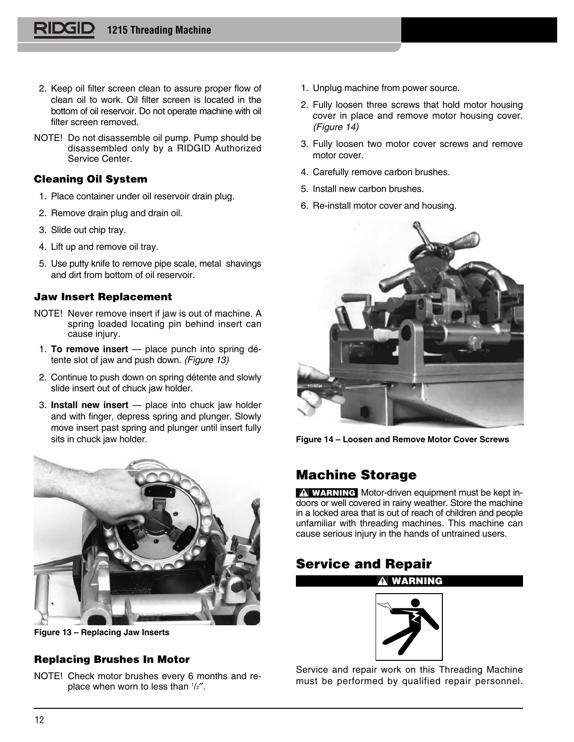2. Keep oil filter screen clean to assure proper flow of clean oil to work. Oil filter screen is located in the bottom of oil reservoir. Do not operate machine with oil filter screen removed.

NOTE! Do not disassemble oil pump. Pump should be disassembled only by a RIDGID Authorized Service Center.

### Cleaning Oil System

1. Place container under oil reservoir drain plug.
2. Remove drain plug and drain oil.
3. Slide out chip tray.
4. Lift up and remove oil tray.
5. Use putty knife to remove pipe scale, metal shavings and dirt from bottom of oil reservoir.

### Jaw Insert Replacement

NOTE! Never remove insert if jaw is out of machine. A spring loaded locating pin behind insert can cause injury.

1. **To remove insert** — place punch into spring détente slot of jaw and push down. *(Figure 13)*
2. Continue to push down on spring détente and slowly slide insert out of chuck jaw holder.
3. **Install new insert** — place into chuck jaw holder and with finger, depress spring and plunger. Slowly move insert past spring and plunger until insert fully sits in chuck jaw holder.

**Figure 13 – Replacing Jaw Inserts**

### Replacing Brushes In Motor

NOTE! Check motor brushes every 6 months and replace when worn to less than 1/2″.

1. Unplug machine from power source.
2. Fully loosen three screws that hold motor housing cover in place and remove motor housing cover. *(Figure 14)*
3. Fully loosen two motor cover screws and remove motor cover.
4. Carefully remove carbon brushes.
5. Install new carbon brushes.
6. Re-install motor cover and housing.

**Figure 14 – Loosen and Remove Motor Cover Screws**

## Machine Storage

**WARNING** Motor-driven equipment must be kept indoors or well covered in rainy weather. Store the machine in a locked area that is out of reach of children and people unfamiliar with threading machines. This machine can cause serious injury in the hands of untrained users.

## Service and Repair

**WARNING**

Service and repair work on this Threading Machine must be performed by qualified repair personnel.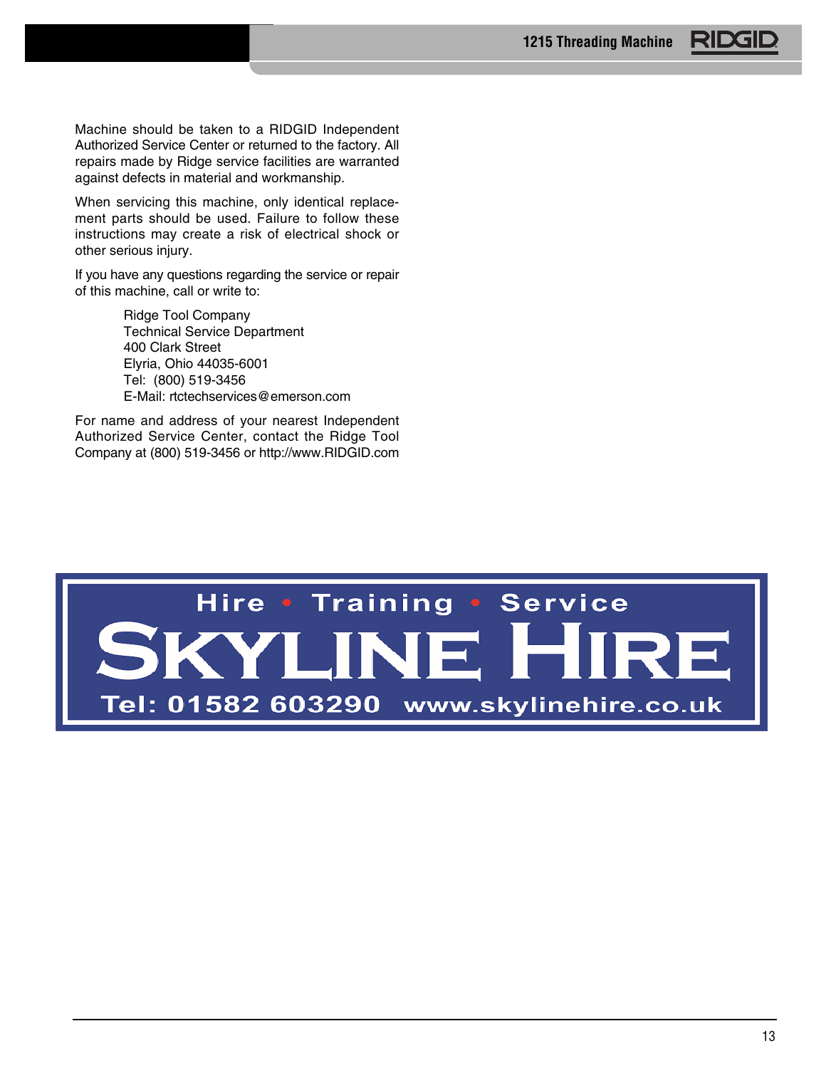Machine should be taken to a RIDGID Independent Authorized Service Center or returned to the factory. All repairs made by Ridge service facilities are warranted against defects in material and workmanship.

When servicing this machine, only identical replacement parts should be used. Failure to follow these instructions may create a risk of electrical shock or other serious injury.

If you have any questions regarding the service or repair of this machine, call or write to:

Ridge Tool Company
Technical Service Department
400 Clark Street
Elyria, Ohio 44035-6001
Tel: (800) 519-3456
E-Mail: rtctechservices@emerson.com

For name and address of your nearest Independent Authorized Service Center, contact the Ridge Tool Company at (800) 519-3456 or http://www.RIDGID.com

Hire • Training • Service

SKYLINE HIRE

Tel: 01582 603290 www.skylinehire.co.uk